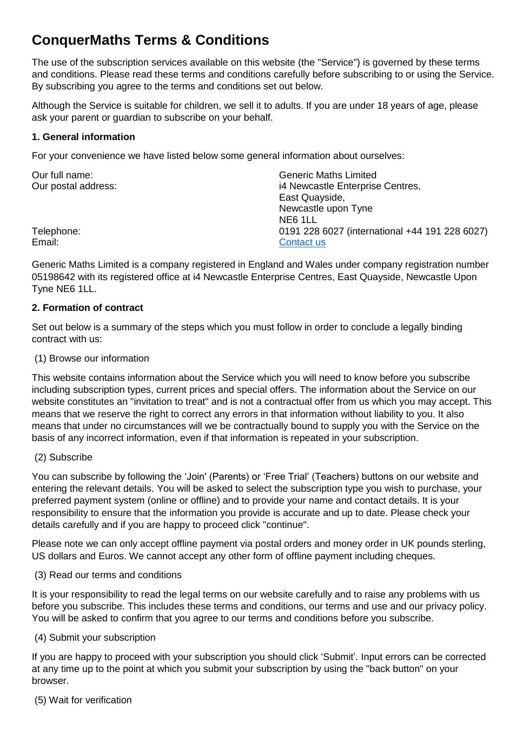# ConquerMaths Terms & Conditions

The use of the subscription services available on this website (the "Service") is governed by these terms and conditions. Please read these terms and conditions carefully before subscribing to or using the Service. By subscribing you agree to the terms and conditions set out below.

Although the Service is suitable for children, we sell it to adults. If you are under 18 years of age, please ask your parent or guardian to subscribe on your behalf.

### 1. General information

For your convenience we have listed below some general information about ourselves:

| | |
|---|---|
| Our full name: | Generic Maths Limited |
| Our postal address: | i4 Newcastle Enterprise Centres, East Quayside, Newcastle upon Tyne NE6 1LL |
| Telephone: | 0191 228 6027 (international +44 191 228 6027) |
| Email: | Contact us |

Generic Maths Limited is a company registered in England and Wales under company registration number 05198642 with its registered office at i4 Newcastle Enterprise Centres, East Quayside, Newcastle Upon Tyne NE6 1LL.

### 2. Formation of contract

Set out below is a summary of the steps which you must follow in order to conclude a legally binding contract with us:

(1) Browse our information

This website contains information about the Service which you will need to know before you subscribe including subscription types, current prices and special offers. The information about the Service on our website constitutes an "invitation to treat" and is not a contractual offer from us which you may accept. This means that we reserve the right to correct any errors in that information without liability to you. It also means that under no circumstances will we be contractually bound to supply you with the Service on the basis of any incorrect information, even if that information is repeated in your subscription.

(2) Subscribe

You can subscribe by following the 'Join' (Parents) or 'Free Trial' (Teachers) buttons on our website and entering the relevant details. You will be asked to select the subscription type you wish to purchase, your preferred payment system (online or offline) and to provide your name and contact details. It is your responsibility to ensure that the information you provide is accurate and up to date. Please check your details carefully and if you are happy to proceed click "continue".

Please note we can only accept offline payment via postal orders and money order in UK pounds sterling, US dollars and Euros. We cannot accept any other form of offline payment including cheques.

(3) Read our terms and conditions

It is your responsibility to read the legal terms on our website carefully and to raise any problems with us before you subscribe. This includes these terms and conditions, our terms and use and our privacy policy. You will be asked to confirm that you agree to our terms and conditions before you subscribe.

(4) Submit your subscription

If you are happy to proceed with your subscription you should click 'Submit'. Input errors can be corrected at any time up to the point at which you submit your subscription by using the "back button" on your browser.

(5) Wait for verification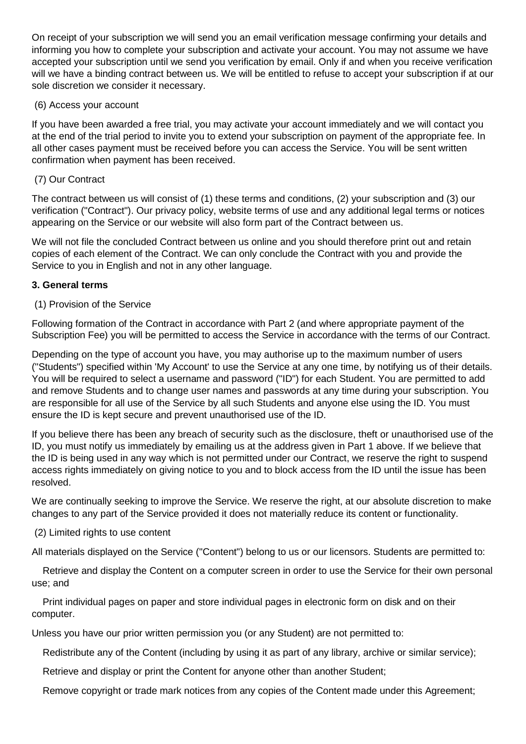On receipt of your subscription we will send you an email verification message confirming your details and informing you how to complete your subscription and activate your account. You may not assume we have accepted your subscription until we send you verification by email. Only if and when you receive verification will we have a binding contract between us. We will be entitled to refuse to accept your subscription if at our sole discretion we consider it necessary.

(6) Access your account

If you have been awarded a free trial, you may activate your account immediately and we will contact you at the end of the trial period to invite you to extend your subscription on payment of the appropriate fee. In all other cases payment must be received before you can access the Service. You will be sent written confirmation when payment has been received.

(7) Our Contract

The contract between us will consist of (1) these terms and conditions, (2) your subscription and (3) our verification ("Contract"). Our privacy policy, website terms of use and any additional legal terms or notices appearing on the Service or our website will also form part of the Contract between us.

We will not file the concluded Contract between us online and you should therefore print out and retain copies of each element of the Contract. We can only conclude the Contract with you and provide the Service to you in English and not in any other language.

**3. General terms**

(1) Provision of the Service

Following formation of the Contract in accordance with Part 2 (and where appropriate payment of the Subscription Fee) you will be permitted to access the Service in accordance with the terms of our Contract.

Depending on the type of account you have, you may authorise up to the maximum number of users ("Students") specified within 'My Account' to use the Service at any one time, by notifying us of their details. You will be required to select a username and password ("ID") for each Student. You are permitted to add and remove Students and to change user names and passwords at any time during your subscription. You are responsible for all use of the Service by all such Students and anyone else using the ID. You must ensure the ID is kept secure and prevent unauthorised use of the ID.

If you believe there has been any breach of security such as the disclosure, theft or unauthorised use of the ID, you must notify us immediately by emailing us at the address given in Part 1 above. If we believe that the ID is being used in any way which is not permitted under our Contract, we reserve the right to suspend access rights immediately on giving notice to you and to block access from the ID until the issue has been resolved.

We are continually seeking to improve the Service. We reserve the right, at our absolute discretion to make changes to any part of the Service provided it does not materially reduce its content or functionality.

(2) Limited rights to use content

All materials displayed on the Service ("Content") belong to us or our licensors. Students are permitted to:

- Retrieve and display the Content on a computer screen in order to use the Service for their own personal use; and
- Print individual pages on paper and store individual pages in electronic form on disk and on their computer.

Unless you have our prior written permission you (or any Student) are not permitted to:

- Redistribute any of the Content (including by using it as part of any library, archive or similar service);
- Retrieve and display or print the Content for anyone other than another Student;
- Remove copyright or trade mark notices from any copies of the Content made under this Agreement;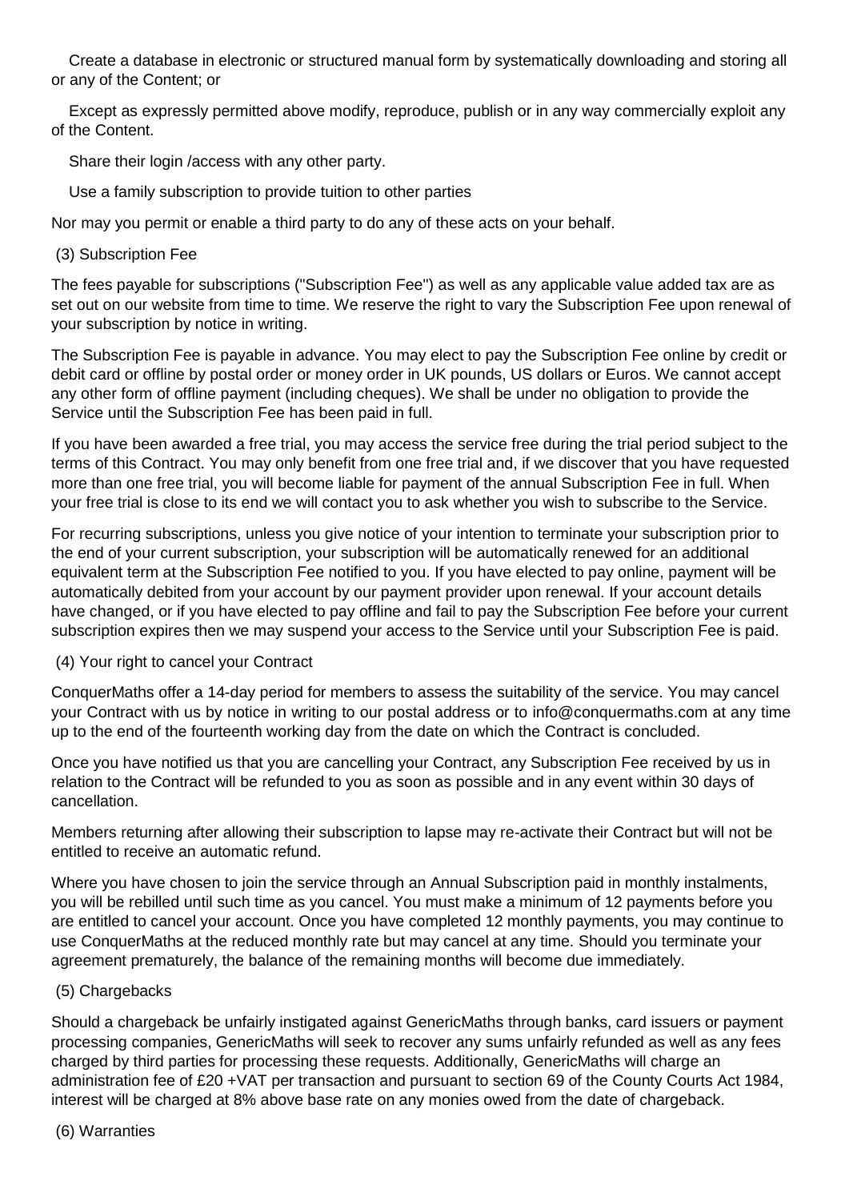Create a database in electronic or structured manual form by systematically downloading and storing all or any of the Content; or

Except as expressly permitted above modify, reproduce, publish or in any way commercially exploit any of the Content.

Share their login /access with any other party.

Use a family subscription to provide tuition to other parties

Nor may you permit or enable a third party to do any of these acts on your behalf.

(3) Subscription Fee

The fees payable for subscriptions ("Subscription Fee") as well as any applicable value added tax are as set out on our website from time to time. We reserve the right to vary the Subscription Fee upon renewal of your subscription by notice in writing.

The Subscription Fee is payable in advance. You may elect to pay the Subscription Fee online by credit or debit card or offline by postal order or money order in UK pounds, US dollars or Euros. We cannot accept any other form of offline payment (including cheques). We shall be under no obligation to provide the Service until the Subscription Fee has been paid in full.

If you have been awarded a free trial, you may access the service free during the trial period subject to the terms of this Contract. You may only benefit from one free trial and, if we discover that you have requested more than one free trial, you will become liable for payment of the annual Subscription Fee in full. When your free trial is close to its end we will contact you to ask whether you wish to subscribe to the Service.

For recurring subscriptions, unless you give notice of your intention to terminate your subscription prior to the end of your current subscription, your subscription will be automatically renewed for an additional equivalent term at the Subscription Fee notified to you. If you have elected to pay online, payment will be automatically debited from your account by our payment provider upon renewal. If your account details have changed, or if you have elected to pay offline and fail to pay the Subscription Fee before your current subscription expires then we may suspend your access to the Service until your Subscription Fee is paid.

(4) Your right to cancel your Contract

ConquerMaths offer a 14-day period for members to assess the suitability of the service. You may cancel your Contract with us by notice in writing to our postal address or to info@conquermaths.com at any time up to the end of the fourteenth working day from the date on which the Contract is concluded.

Once you have notified us that you are cancelling your Contract, any Subscription Fee received by us in relation to the Contract will be refunded to you as soon as possible and in any event within 30 days of cancellation.

Members returning after allowing their subscription to lapse may re-activate their Contract but will not be entitled to receive an automatic refund.

Where you have chosen to join the service through an Annual Subscription paid in monthly instalments, you will be rebilled until such time as you cancel. You must make a minimum of 12 payments before you are entitled to cancel your account. Once you have completed 12 monthly payments, you may continue to use ConquerMaths at the reduced monthly rate but may cancel at any time. Should you terminate your agreement prematurely, the balance of the remaining months will become due immediately.

(5) Chargebacks

Should a chargeback be unfairly instigated against GenericMaths through banks, card issuers or payment processing companies, GenericMaths will seek to recover any sums unfairly refunded as well as any fees charged by third parties for processing these requests. Additionally, GenericMaths will charge an administration fee of £20 +VAT per transaction and pursuant to section 69 of the County Courts Act 1984, interest will be charged at 8% above base rate on any monies owed from the date of chargeback.

(6) Warranties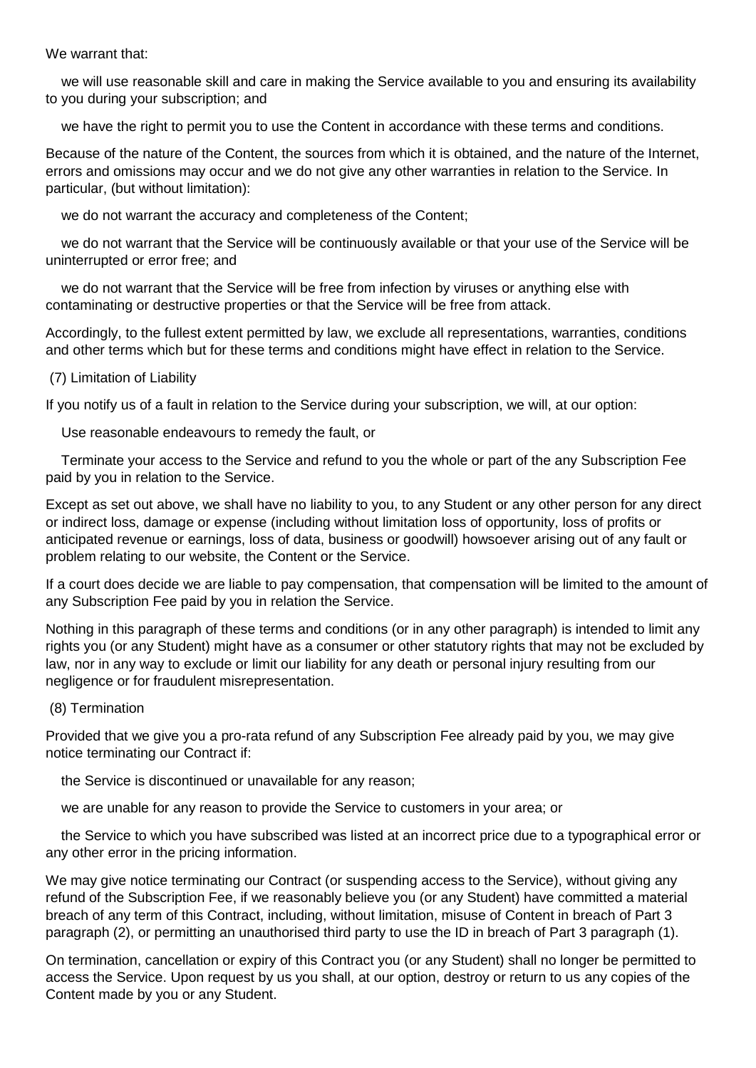We warrant that:

- we will use reasonable skill and care in making the Service available to you and ensuring its availability to you during your subscription; and
- we have the right to permit you to use the Content in accordance with these terms and conditions.

Because of the nature of the Content, the sources from which it is obtained, and the nature of the Internet, errors and omissions may occur and we do not give any other warranties in relation to the Service. In particular, (but without limitation):

- we do not warrant the accuracy and completeness of the Content;
- we do not warrant that the Service will be continuously available or that your use of the Service will be uninterrupted or error free; and
- we do not warrant that the Service will be free from infection by viruses or anything else with contaminating or destructive properties or that the Service will be free from attack.

Accordingly, to the fullest extent permitted by law, we exclude all representations, warranties, conditions and other terms which but for these terms and conditions might have effect in relation to the Service.

(7) Limitation of Liability

If you notify us of a fault in relation to the Service during your subscription, we will, at our option:

- Use reasonable endeavours to remedy the fault, or
- Terminate your access to the Service and refund to you the whole or part of the any Subscription Fee paid by you in relation to the Service.

Except as set out above, we shall have no liability to you, to any Student or any other person for any direct or indirect loss, damage or expense (including without limitation loss of opportunity, loss of profits or anticipated revenue or earnings, loss of data, business or goodwill) howsoever arising out of any fault or problem relating to our website, the Content or the Service.

If a court does decide we are liable to pay compensation, that compensation will be limited to the amount of any Subscription Fee paid by you in relation the Service.

Nothing in this paragraph of these terms and conditions (or in any other paragraph) is intended to limit any rights you (or any Student) might have as a consumer or other statutory rights that may not be excluded by law, nor in any way to exclude or limit our liability for any death or personal injury resulting from our negligence or for fraudulent misrepresentation.

(8) Termination

Provided that we give you a pro-rata refund of any Subscription Fee already paid by you, we may give notice terminating our Contract if:

- the Service is discontinued or unavailable for any reason;
- we are unable for any reason to provide the Service to customers in your area; or
- the Service to which you have subscribed was listed at an incorrect price due to a typographical error or any other error in the pricing information.

We may give notice terminating our Contract (or suspending access to the Service), without giving any refund of the Subscription Fee, if we reasonably believe you (or any Student) have committed a material breach of any term of this Contract, including, without limitation, misuse of Content in breach of Part 3 paragraph (2), or permitting an unauthorised third party to use the ID in breach of Part 3 paragraph (1).

On termination, cancellation or expiry of this Contract you (or any Student) shall no longer be permitted to access the Service. Upon request by us you shall, at our option, destroy or return to us any copies of the Content made by you or any Student.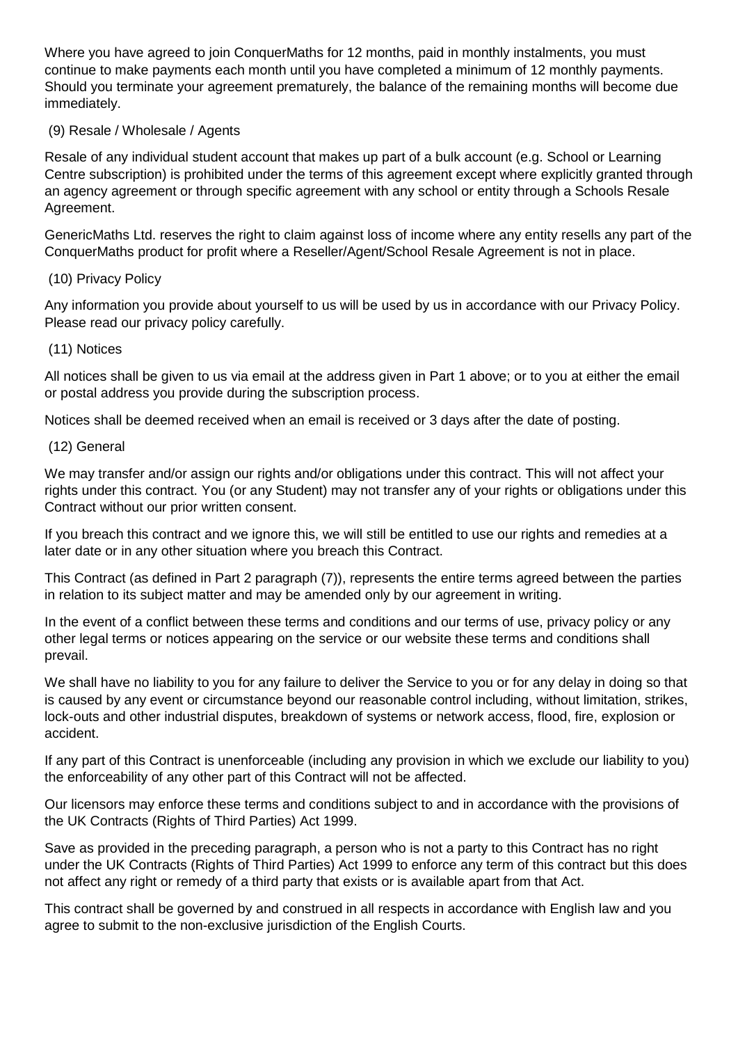Where you have agreed to join ConquerMaths for 12 months, paid in monthly instalments, you must continue to make payments each month until you have completed a minimum of 12 monthly payments. Should you terminate your agreement prematurely, the balance of the remaining months will become due immediately.

(9) Resale / Wholesale / Agents

Resale of any individual student account that makes up part of a bulk account (e.g. School or Learning Centre subscription) is prohibited under the terms of this agreement except where explicitly granted through an agency agreement or through specific agreement with any school or entity through a Schools Resale Agreement.

GenericMaths Ltd. reserves the right to claim against loss of income where any entity resells any part of the ConquerMaths product for profit where a Reseller/Agent/School Resale Agreement is not in place.

(10) Privacy Policy

Any information you provide about yourself to us will be used by us in accordance with our Privacy Policy. Please read our privacy policy carefully.

(11) Notices

All notices shall be given to us via email at the address given in Part 1 above; or to you at either the email or postal address you provide during the subscription process.

Notices shall be deemed received when an email is received or 3 days after the date of posting.

(12) General

We may transfer and/or assign our rights and/or obligations under this contract. This will not affect your rights under this contract. You (or any Student) may not transfer any of your rights or obligations under this Contract without our prior written consent.

If you breach this contract and we ignore this, we will still be entitled to use our rights and remedies at a later date or in any other situation where you breach this Contract.

This Contract (as defined in Part 2 paragraph (7)), represents the entire terms agreed between the parties in relation to its subject matter and may be amended only by our agreement in writing.

In the event of a conflict between these terms and conditions and our terms of use, privacy policy or any other legal terms or notices appearing on the service or our website these terms and conditions shall prevail.

We shall have no liability to you for any failure to deliver the Service to you or for any delay in doing so that is caused by any event or circumstance beyond our reasonable control including, without limitation, strikes, lock-outs and other industrial disputes, breakdown of systems or network access, flood, fire, explosion or accident.

If any part of this Contract is unenforceable (including any provision in which we exclude our liability to you) the enforceability of any other part of this Contract will not be affected.

Our licensors may enforce these terms and conditions subject to and in accordance with the provisions of the UK Contracts (Rights of Third Parties) Act 1999.

Save as provided in the preceding paragraph, a person who is not a party to this Contract has no right under the UK Contracts (Rights of Third Parties) Act 1999 to enforce any term of this contract but this does not affect any right or remedy of a third party that exists or is available apart from that Act.

This contract shall be governed by and construed in all respects in accordance with English law and you agree to submit to the non-exclusive jurisdiction of the English Courts.